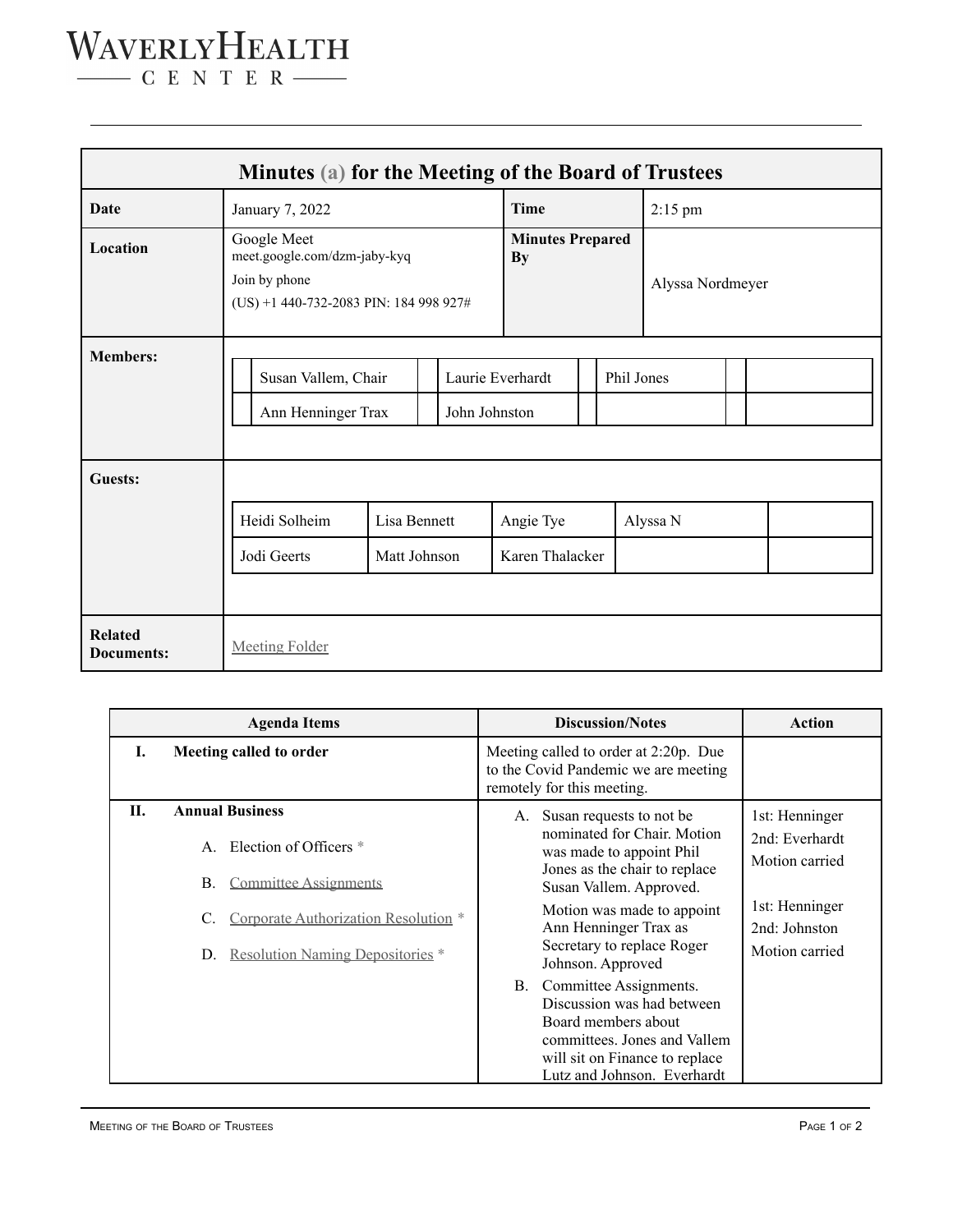# WaverlyHealth Center

| **Minutes (a) for the Meeting of the Board of Trustees** | | | |
|---|---|---|---|
| **Date** | January 7, 2022 | **Time** | 2:15 pm |
| **Location** | Google Meet<br>meet.google.com/dzm-jaby-kyq<br>Join by phone<br>(US) +1 440-732-2083 PIN: 184 998 927# | **Minutes Prepared By** | Alyssa Nordmeyer |

**Members:**

| | | | |
|---|---|---|---|
| Susan Vallem, Chair | Laurie Everhardt | Phil Jones | |
| Ann Henninger Trax | John Johnston | | |

**Guests:**

| | | | | |
|---|---|---|---|---|
| Heidi Solheim | Lisa Bennett | Angie Tye | Alyssa N | |
| Jodi Geerts | Matt Johnson | Karen Thalacker | | |

**Related Documents:** Meeting Folder

| Agenda Items | Discussion/Notes | Action |
|---|---|---|
| **I. Meeting called to order** | Meeting called to order at 2:20p. Due to the Covid Pandemic we are meeting remotely for this meeting. | |
| **II. Annual Business**<br>A. Election of Officers *<br>B. Committee Assignments<br>C. Corporate Authorization Resolution *<br>D. Resolution Naming Depositories * | A. Susan requests to not be nominated for Chair. Motion was made to appoint Phil Jones as the chair to replace Susan Vallem. Approved.<br>Motion was made to appoint Ann Henninger Trax as Secretary to replace Roger Johnson. Approved<br>B. Committee Assignments. Discussion was had between Board members about committees. Jones and Vallem will sit on Finance to replace Lutz and Johnson. Everhardt | 1st: Henninger<br>2nd: Everhardt<br>Motion carried<br><br>1st: Henninger<br>2nd: Johnston<br>Motion carried |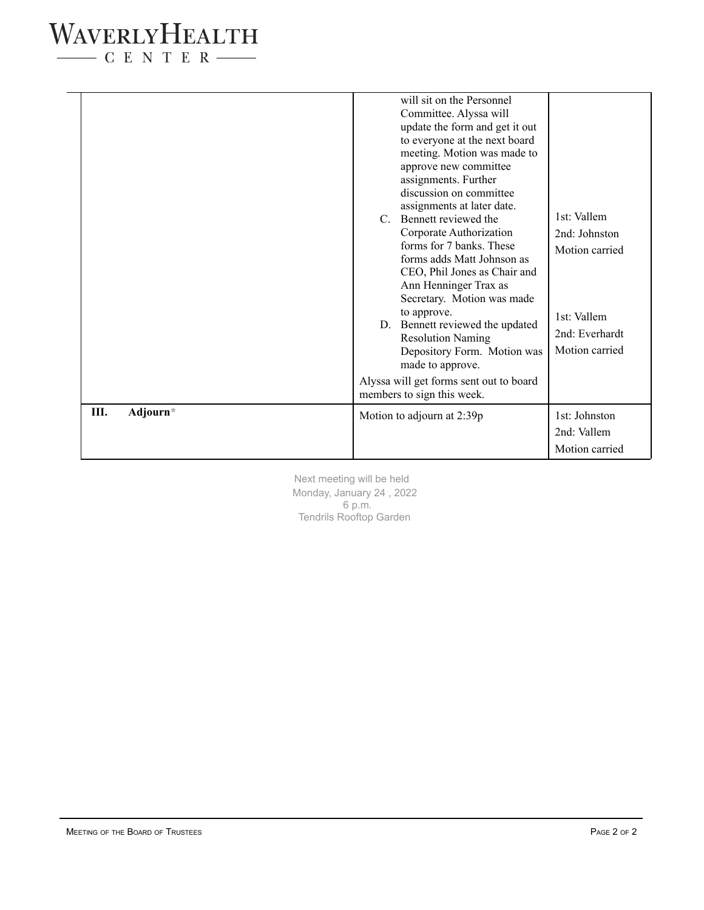| | | |
|---|---|---|
| | will sit on the Personnel Committee. Alyssa will update the form and get it out to everyone at the next board meeting. Motion was made to approve new committee assignments. Further discussion on committee assignments at later date.<br>C. Bennett reviewed the Corporate Authorization forms for 7 banks. These forms adds Matt Johnson as CEO, Phil Jones as Chair and Ann Henninger Trax as Secretary. Motion was made to approve.<br>D. Bennett reviewed the updated Resolution Naming Depository Form. Motion was made to approve.<br>Alyssa will get forms sent out to board members to sign this week. | 1st: Vallem<br>2nd: Johnston<br>Motion carried<br><br>1st: Vallem<br>2nd: Everhardt<br>Motion carried |
| **III. Adjourn*** | Motion to adjourn at 2:39p | 1st: Johnston<br>2nd: Vallem<br>Motion carried |

Next meeting will be held
Monday, January 24 , 2022
6 p.m.
Tendrils Rooftop Garden